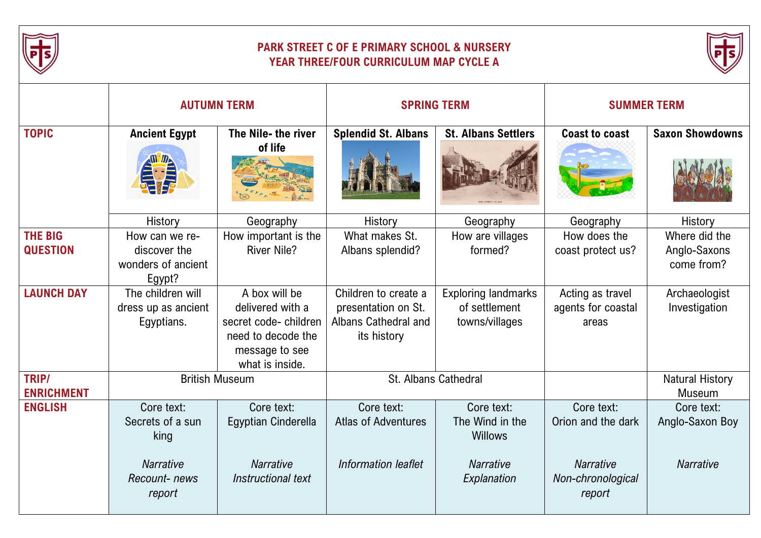# PARK STREET C OF E PRIMARY SCHOOL & NURSERY
## YEAR THREE/FOUR CURRICULUM MAP CYCLE A

| | AUTUMN TERM | | SPRING TERM | | SUMMER TERM | |
|---|---|---|---|---|---|---|
| **TOPIC** | **Ancient Egypt** | **The Nile- the river of life** | **Splendid St. Albans** | **St. Albans Settlers** | **Coast to coast** | **Saxon Showdowns** |
| | History | Geography | History | Geography | Geography | History |
| **THE BIG QUESTION** | How can we re-discover the wonders of ancient Egypt? | How important is the River Nile? | What makes St. Albans splendid? | How are villages formed? | How does the coast protect us? | Where did the Anglo-Saxons come from? |
| **LAUNCH DAY** | The children will dress up as ancient Egyptians. | A box will be delivered with a secret code- children need to decode the message to see what is inside. | Children to create a presentation on St. Albans Cathedral and its history | Exploring landmarks of settlement towns/villages | Acting as travel agents for coastal areas | Archaeologist Investigation |
| **TRIP/ ENRICHMENT** | British Museum | | St. Albans Cathedral | | | Natural History Museum |
| **ENGLISH** | Core text: Secrets of a sun king<br><br>*Narrative*<br>*Recount- news report* | Core text: Egyptian Cinderella<br><br>*Narrative*<br>*Instructional text* | Core text: Atlas of Adventures<br><br>*Information leaflet* | Core text: The Wind in the Willows<br><br>*Narrative*<br>*Explanation* | Core text: Orion and the dark<br><br>*Narrative*<br>*Non-chronological report* | Core text: Anglo-Saxon Boy<br><br>*Narrative* |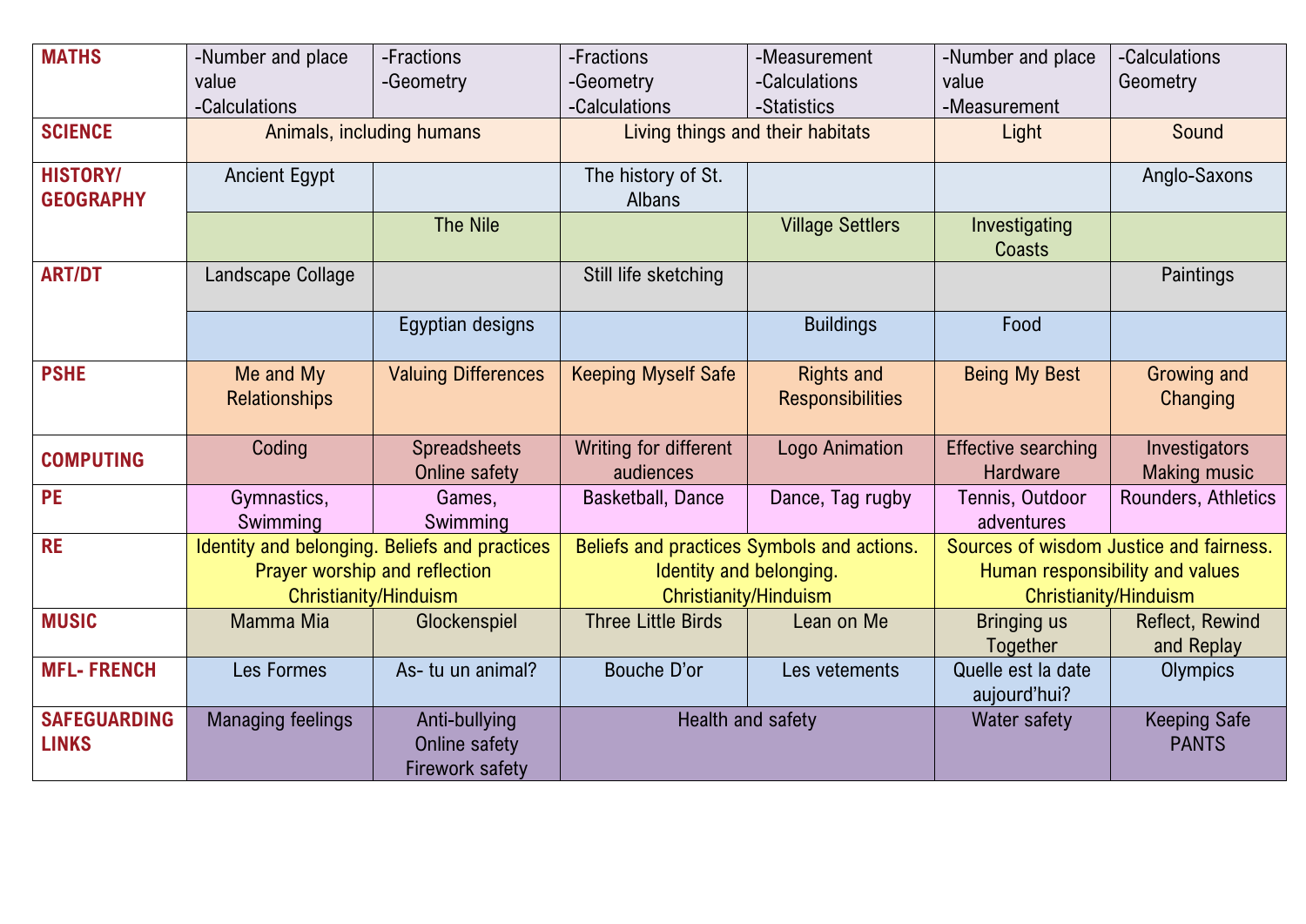| | | | | | | |
|---|---|---|---|---|---|---|
| **MATHS** | -Number and place value<br>-Calculations | -Fractions<br>-Geometry | -Fractions<br>-Geometry<br>-Calculations | -Measurement<br>-Calculations<br>-Statistics | -Number and place value<br>-Measurement | -Calculations<br>Geometry |
| **SCIENCE** | Animals, including humans | | Living things and their habitats | | Light | Sound |
| **HISTORY/ GEOGRAPHY** | Ancient Egypt | | The history of St. Albans | | | Anglo-Saxons |
| | | The Nile | | Village Settlers | Investigating Coasts | |
| **ART/DT** | Landscape Collage | | Still life sketching | | | Paintings |
| | | Egyptian designs | | Buildings | Food | |
| **PSHE** | Me and My Relationships | Valuing Differences | Keeping Myself Safe | Rights and Responsibilities | Being My Best | Growing and Changing |
| **COMPUTING** | Coding | Spreadsheets<br>Online safety | Writing for different audiences | Logo Animation | Effective searching<br>Hardware | Investigators<br>Making music |
| **PE** | Gymnastics, Swimming | Games, Swimming | Basketball, Dance | Dance, Tag rugby | Tennis, Outdoor adventures | Rounders, Athletics |
| **RE** | Identity and belonging. Beliefs and practices Prayer worship and reflection Christianity/Hinduism | | Beliefs and practices Symbols and actions. Identity and belonging. Christianity/Hinduism | | Sources of wisdom Justice and fairness. Human responsibility and values Christianity/Hinduism | |
| **MUSIC** | Mamma Mia | Glockenspiel | Three Little Birds | Lean on Me | Bringing us Together | Reflect, Rewind and Replay |
| **MFL- FRENCH** | Les Formes | As- tu un animal? | Bouche D'or | Les vetements | Quelle est la date aujourd'hui? | Olympics |
| **SAFEGUARDING LINKS** | Managing feelings | Anti-bullying<br>Online safety<br>Firework safety | Health and safety | | Water safety | Keeping Safe<br>PANTS |